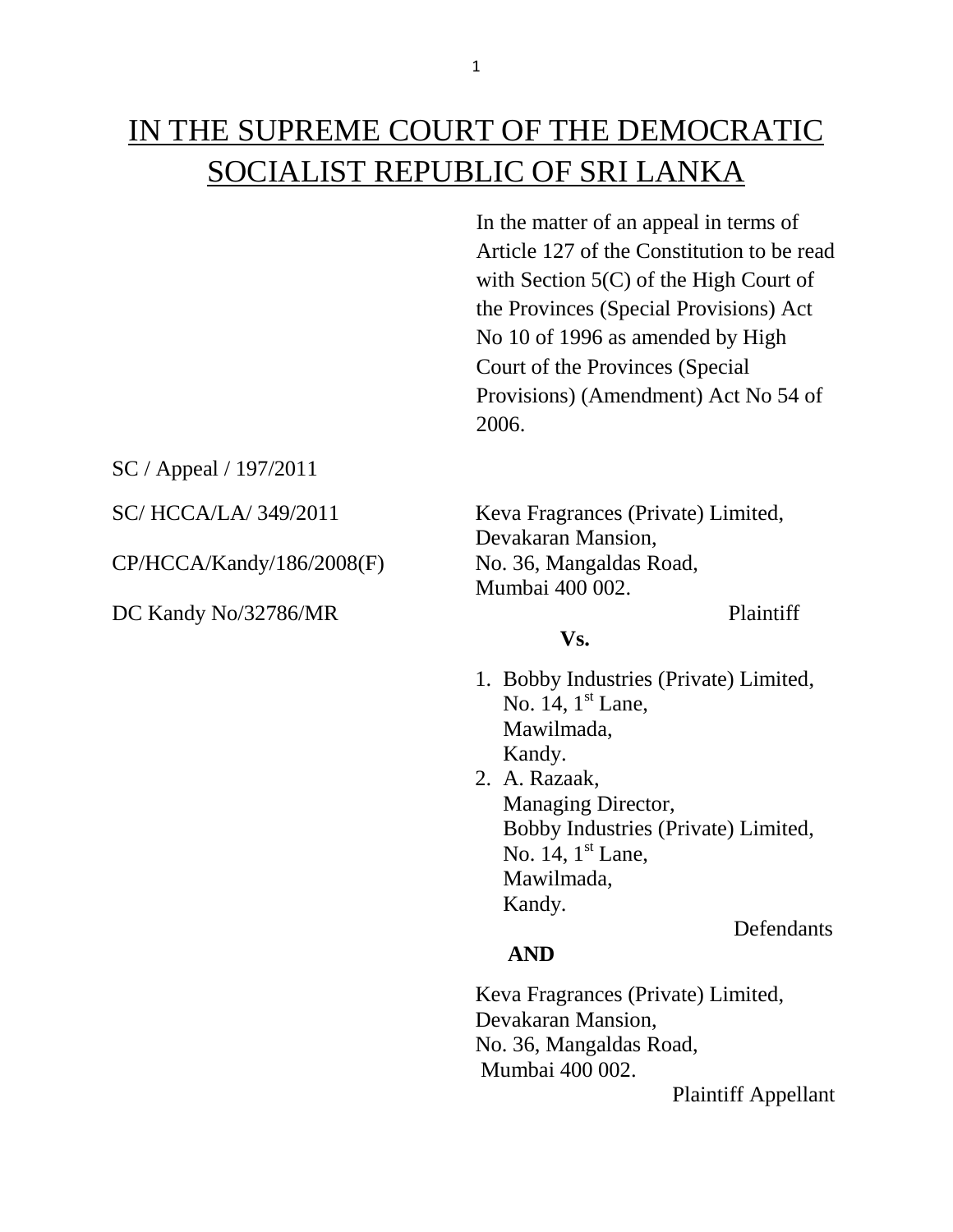# IN THE SUPREME COURT OF THE DEMOCRATIC SOCIALIST REPUBLIC OF SRI LANKA

In the matter of an appeal in terms of Article 127 of the Constitution to be read with Section 5(C) of the High Court of the Provinces (Special Provisions) Act No 10 of 1996 as amended by High Court of the Provinces (Special Provisions) (Amendment) Act No 54 of 2006.

SC / Appeal / 197/2011

SC/ HCCA/LA/ 349/2011

CP/HCCA/Kandy/186/2008(F)

DC Kandy No/32786/MR

Keva Fragrances (Private) Limited,
Devakaran Mansion,
No. 36, Mangaldas Road,
Mumbai 400 002.

Plaintiff

**Vs.**

1. Bobby Industries (Private) Limited,
   No. 14, 1st Lane,
   Mawilmada,
   Kandy.
2. A. Razaak,
   Managing Director,
   Bobby Industries (Private) Limited,
   No. 14, 1st Lane,
   Mawilmada,
   Kandy.

Defendants

**AND**

Keva Fragrances (Private) Limited,
Devakaran Mansion,
No. 36, Mangaldas Road,
Mumbai 400 002.

Plaintiff Appellant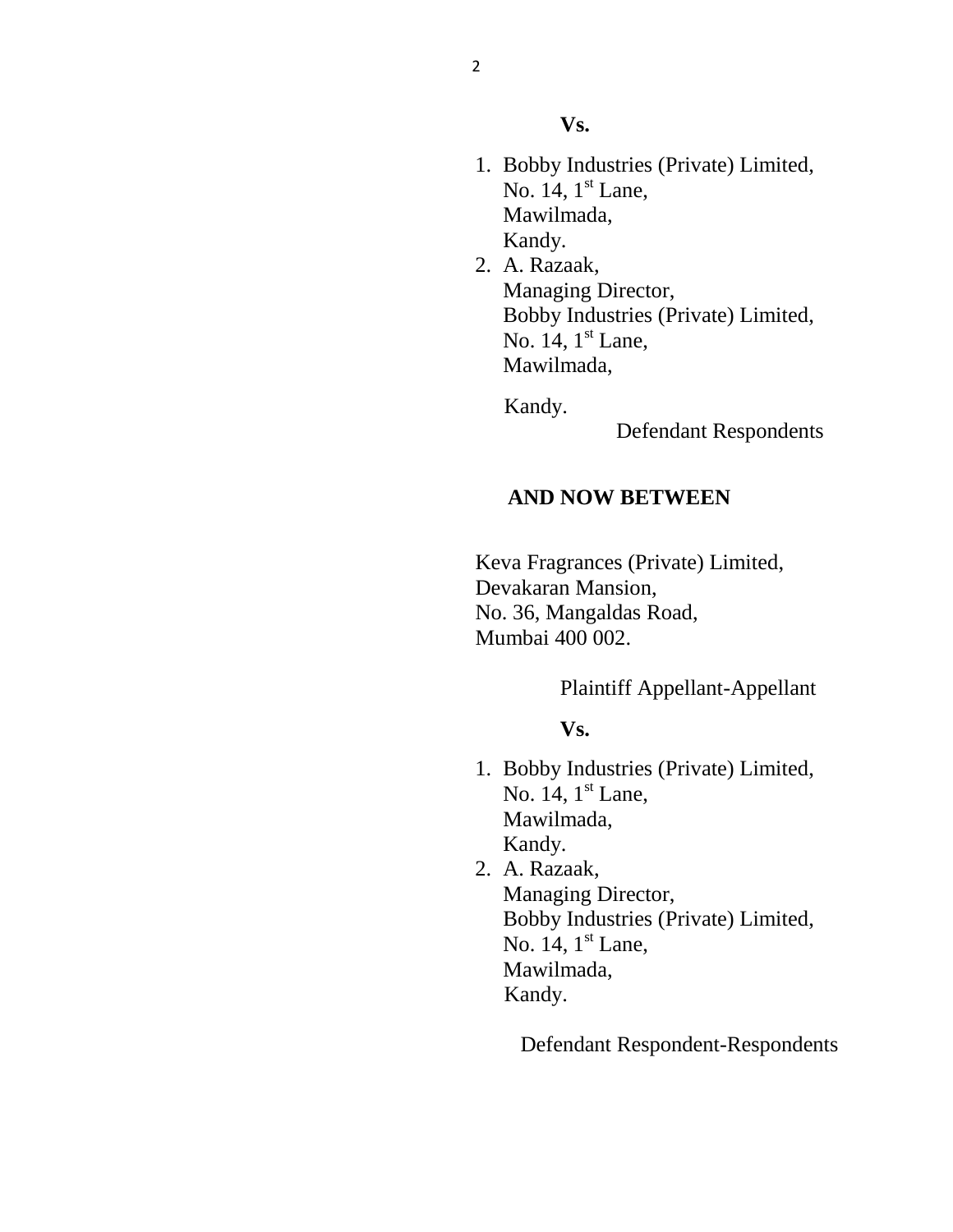**Vs.**

1. Bobby Industries (Private) Limited,
   No. 14, 1st Lane,
   Mawilmada,
   Kandy.
2. A. Razaak,
   Managing Director,
   Bobby Industries (Private) Limited,
   No. 14, 1st Lane,
   Mawilmada,
   Kandy.

Defendant Respondents

**AND NOW BETWEEN**

Keva Fragrances (Private) Limited,
Devakaran Mansion,
No. 36, Mangaldas Road,
Mumbai 400 002.

Plaintiff Appellant-Appellant

**Vs.**

1. Bobby Industries (Private) Limited,
   No. 14, 1st Lane,
   Mawilmada,
   Kandy.
2. A. Razaak,
   Managing Director,
   Bobby Industries (Private) Limited,
   No. 14, 1st Lane,
   Mawilmada,
   Kandy.

Defendant Respondent-Respondents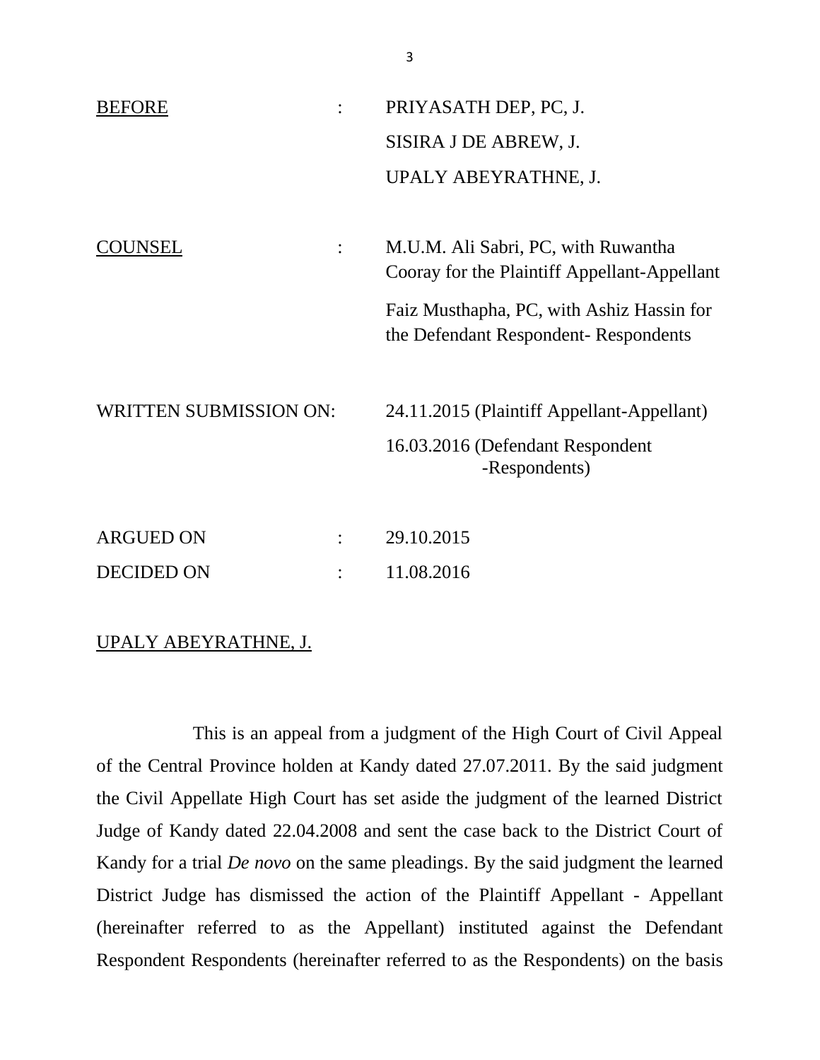| | | |
|---|---|---|
| <u>BEFORE</u> | : | PRIYASATH DEP, PC, J. |
| | | SISIRA J DE ABREW, J. |
| | | UPALY ABEYRATHNE, J. |
| <u>COUNSEL</u> | : | M.U.M. Ali Sabri, PC, with Ruwantha Cooray for the Plaintiff Appellant-Appellant |
| | | Faiz Musthapha, PC, with Ashiz Hassin for the Defendant Respondent- Respondents |
| WRITTEN SUBMISSION ON: | | 24.11.2015 (Plaintiff Appellant-Appellant) |
| | | 16.03.2016 (Defendant Respondent -Respondents) |
| ARGUED ON | : | 29.10.2015 |
| DECIDED ON | : | 11.08.2016 |

<u>UPALY ABEYRATHNE, J.</u>

This is an appeal from a judgment of the High Court of Civil Appeal of the Central Province holden at Kandy dated 27.07.2011. By the said judgment the Civil Appellate High Court has set aside the judgment of the learned District Judge of Kandy dated 22.04.2008 and sent the case back to the District Court of Kandy for a trial *De novo* on the same pleadings. By the said judgment the learned District Judge has dismissed the action of the Plaintiff Appellant - Appellant (hereinafter referred to as the Appellant) instituted against the Defendant Respondent Respondents (hereinafter referred to as the Respondents) on the basis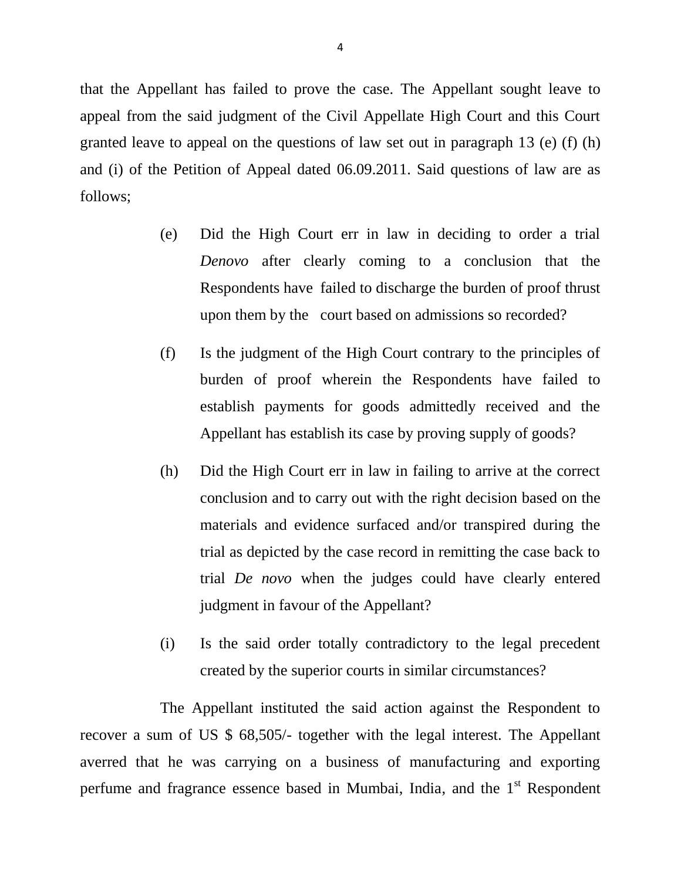that the Appellant has failed to prove the case. The Appellant sought leave to appeal from the said judgment of the Civil Appellate High Court and this Court granted leave to appeal on the questions of law set out in paragraph 13 (e) (f) (h) and (i) of the Petition of Appeal dated 06.09.2011. Said questions of law are as follows;

(e) Did the High Court err in law in deciding to order a trial *Denovo* after clearly coming to a conclusion that the Respondents have failed to discharge the burden of proof thrust upon them by the court based on admissions so recorded?

(f) Is the judgment of the High Court contrary to the principles of burden of proof wherein the Respondents have failed to establish payments for goods admittedly received and the Appellant has establish its case by proving supply of goods?

(h) Did the High Court err in law in failing to arrive at the correct conclusion and to carry out with the right decision based on the materials and evidence surfaced and/or transpired during the trial as depicted by the case record in remitting the case back to trial *De novo* when the judges could have clearly entered judgment in favour of the Appellant?

(i) Is the said order totally contradictory to the legal precedent created by the superior courts in similar circumstances?

The Appellant instituted the said action against the Respondent to recover a sum of US $ 68,505/- together with the legal interest. The Appellant averred that he was carrying on a business of manufacturing and exporting perfume and fragrance essence based in Mumbai, India, and the 1st Respondent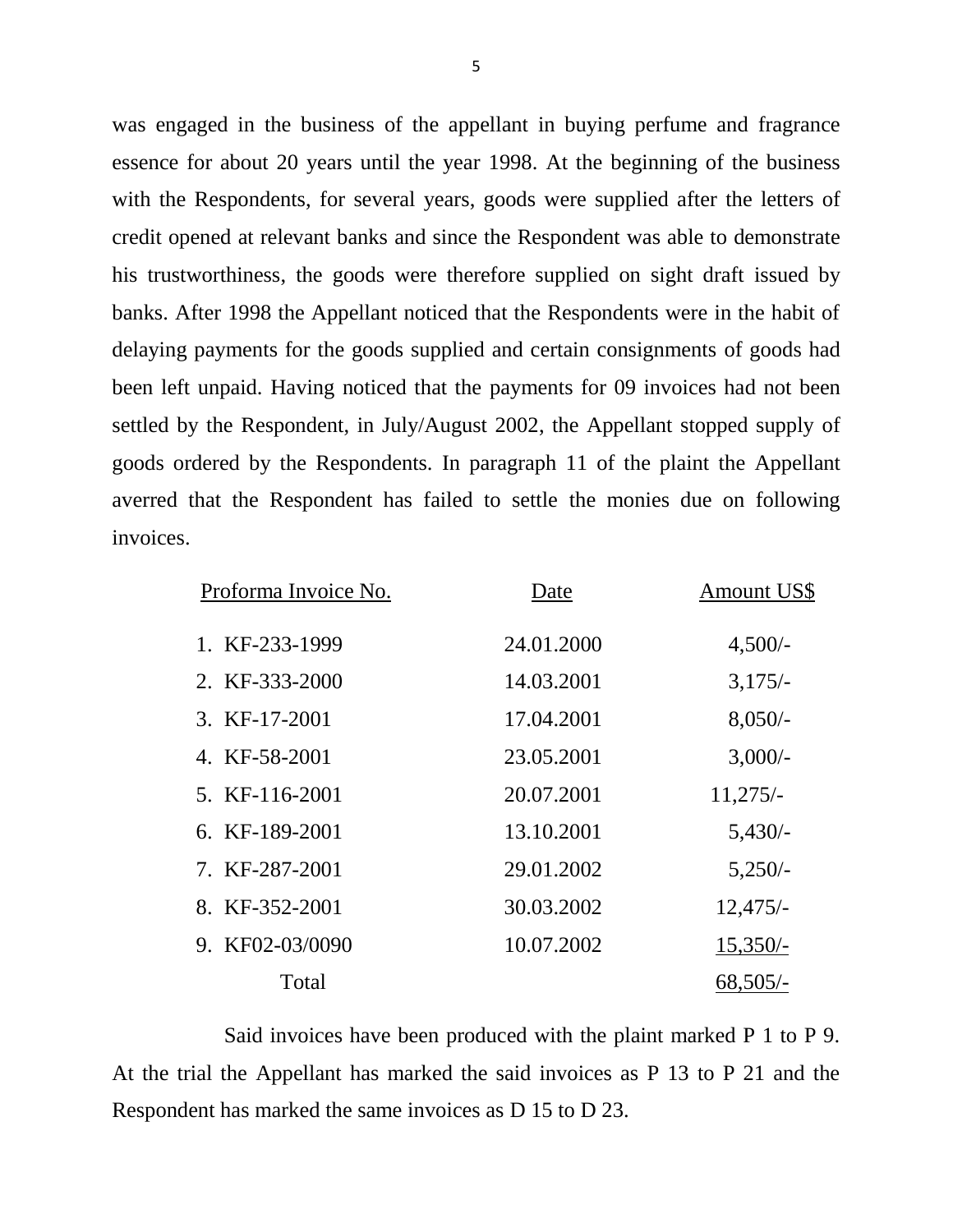was engaged in the business of the appellant in buying perfume and fragrance essence for about 20 years until the year 1998. At the beginning of the business with the Respondents, for several years, goods were supplied after the letters of credit opened at relevant banks and since the Respondent was able to demonstrate his trustworthiness, the goods were therefore supplied on sight draft issued by banks. After 1998 the Appellant noticed that the Respondents were in the habit of delaying payments for the goods supplied and certain consignments of goods had been left unpaid. Having noticed that the payments for 09 invoices had not been settled by the Respondent, in July/August 2002, the Appellant stopped supply of goods ordered by the Respondents. In paragraph 11 of the plaint the Appellant averred that the Respondent has failed to settle the monies due on following invoices.

| Proforma Invoice No. | Date | Amount US$ |
|---|---|---|
| 1. KF-233-1999 | 24.01.2000 | 4,500/- |
| 2. KF-333-2000 | 14.03.2001 | 3,175/- |
| 3. KF-17-2001 | 17.04.2001 | 8,050/- |
| 4. KF-58-2001 | 23.05.2001 | 3,000/- |
| 5. KF-116-2001 | 20.07.2001 | 11,275/- |
| 6. KF-189-2001 | 13.10.2001 | 5,430/- |
| 7. KF-287-2001 | 29.01.2002 | 5,250/- |
| 8. KF-352-2001 | 30.03.2002 | 12,475/- |
| 9. KF02-03/0090 | 10.07.2002 | 15,350/- |
| Total | | 68,505/- |

Said invoices have been produced with the plaint marked P 1 to P 9. At the trial the Appellant has marked the said invoices as P 13 to P 21 and the Respondent has marked the same invoices as D 15 to D 23.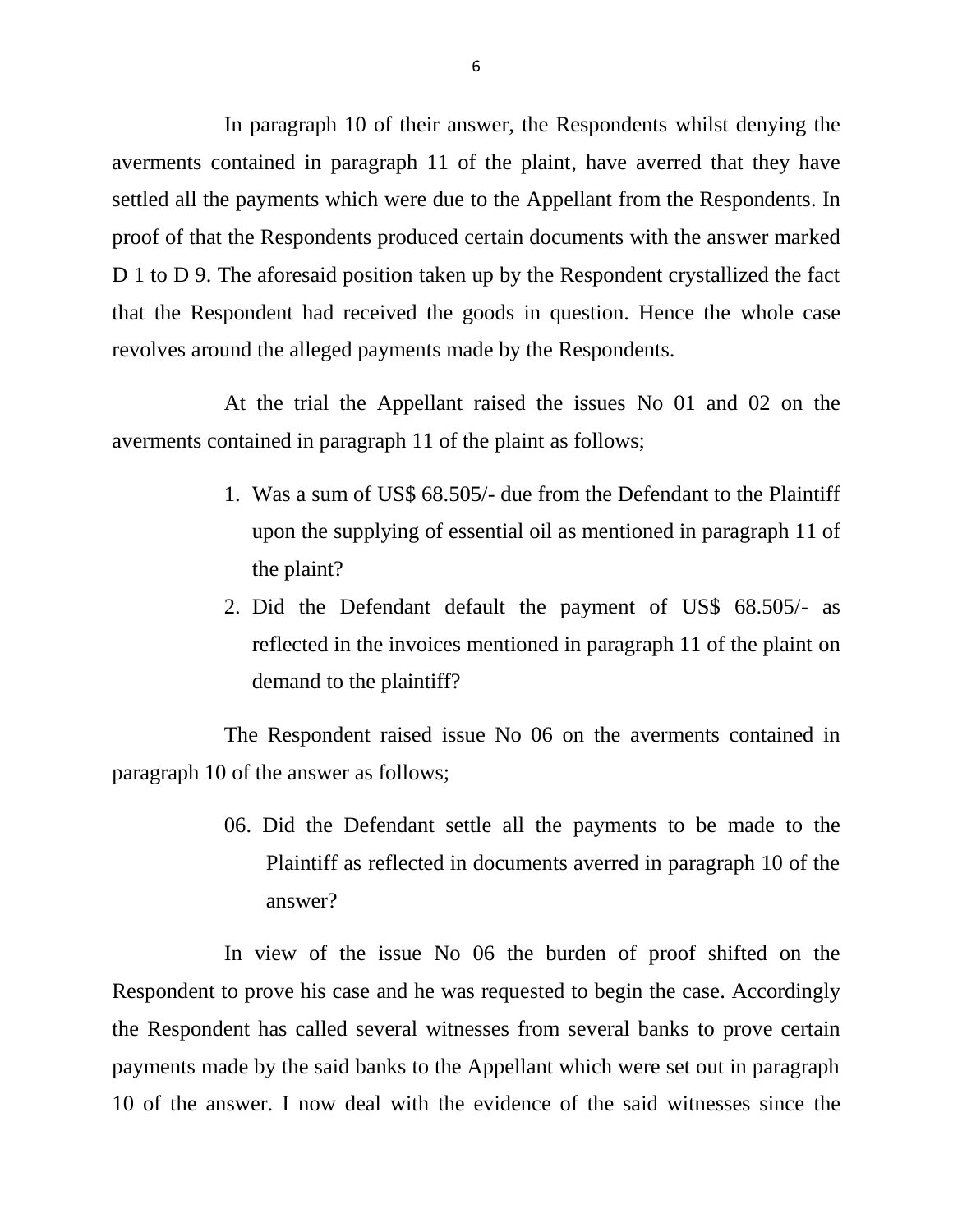In paragraph 10 of their answer, the Respondents whilst denying the averments contained in paragraph 11 of the plaint, have averred that they have settled all the payments which were due to the Appellant from the Respondents. In proof of that the Respondents produced certain documents with the answer marked D 1 to D 9. The aforesaid position taken up by the Respondent crystallized the fact that the Respondent had received the goods in question. Hence the whole case revolves around the alleged payments made by the Respondents.

At the trial the Appellant raised the issues No 01 and 02 on the averments contained in paragraph 11 of the plaint as follows;

1. Was a sum of US$ 68.505/- due from the Defendant to the Plaintiff upon the supplying of essential oil as mentioned in paragraph 11 of the plaint?
2. Did the Defendant default the payment of US$ 68.505/- as reflected in the invoices mentioned in paragraph 11 of the plaint on demand to the plaintiff?

The Respondent raised issue No 06 on the averments contained in paragraph 10 of the answer as follows;

06. Did the Defendant settle all the payments to be made to the Plaintiff as reflected in documents averred in paragraph 10 of the answer?

In view of the issue No 06 the burden of proof shifted on the Respondent to prove his case and he was requested to begin the case. Accordingly the Respondent has called several witnesses from several banks to prove certain payments made by the said banks to the Appellant which were set out in paragraph 10 of the answer. I now deal with the evidence of the said witnesses since the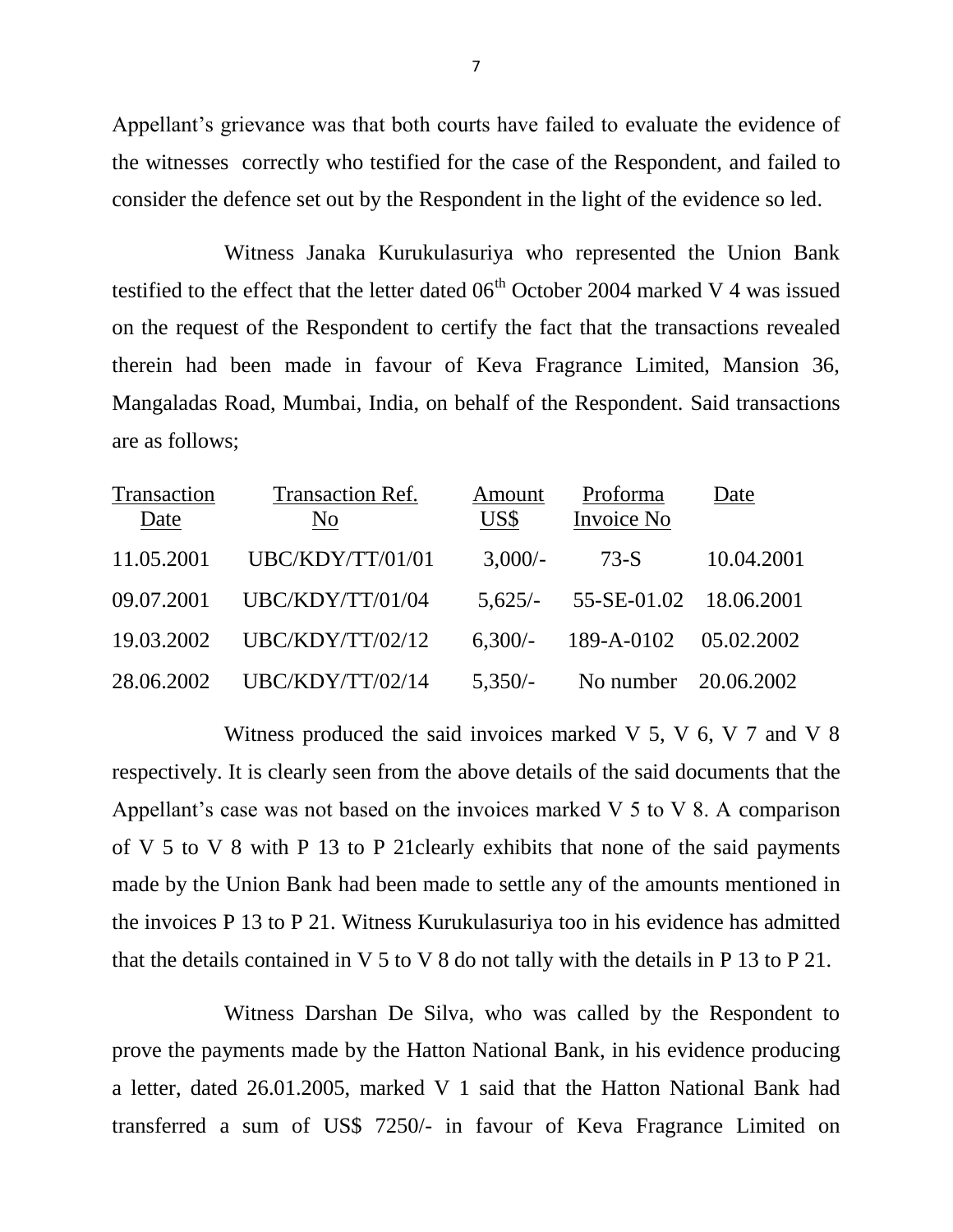Appellant's grievance was that both courts have failed to evaluate the evidence of the witnesses correctly who testified for the case of the Respondent, and failed to consider the defence set out by the Respondent in the light of the evidence so led.

Witness Janaka Kurukulasuriya who represented the Union Bank testified to the effect that the letter dated 06th October 2004 marked V 4 was issued on the request of the Respondent to certify the fact that the transactions revealed therein had been made in favour of Keva Fragrance Limited, Mansion 36, Mangaladas Road, Mumbai, India, on behalf of the Respondent. Said transactions are as follows;

| Transaction Date | Transaction Ref. No | Amount US$ | Proforma Invoice No | Date |
|---|---|---|---|---|
| 11.05.2001 | UBC/KDY/TT/01/01 | 3,000/- | 73-S | 10.04.2001 |
| 09.07.2001 | UBC/KDY/TT/01/04 | 5,625/- | 55-SE-01.02 | 18.06.2001 |
| 19.03.2002 | UBC/KDY/TT/02/12 | 6,300/- | 189-A-0102 | 05.02.2002 |
| 28.06.2002 | UBC/KDY/TT/02/14 | 5,350/- | No number | 20.06.2002 |

Witness produced the said invoices marked V 5, V 6, V 7 and V 8 respectively. It is clearly seen from the above details of the said documents that the Appellant's case was not based on the invoices marked V 5 to V 8. A comparison of V 5 to V 8 with P 13 to P 21clearly exhibits that none of the said payments made by the Union Bank had been made to settle any of the amounts mentioned in the invoices P 13 to P 21. Witness Kurukulasuriya too in his evidence has admitted that the details contained in V 5 to V 8 do not tally with the details in P 13 to P 21.

Witness Darshan De Silva, who was called by the Respondent to prove the payments made by the Hatton National Bank, in his evidence producing a letter, dated 26.01.2005, marked V 1 said that the Hatton National Bank had transferred a sum of US$ 7250/- in favour of Keva Fragrance Limited on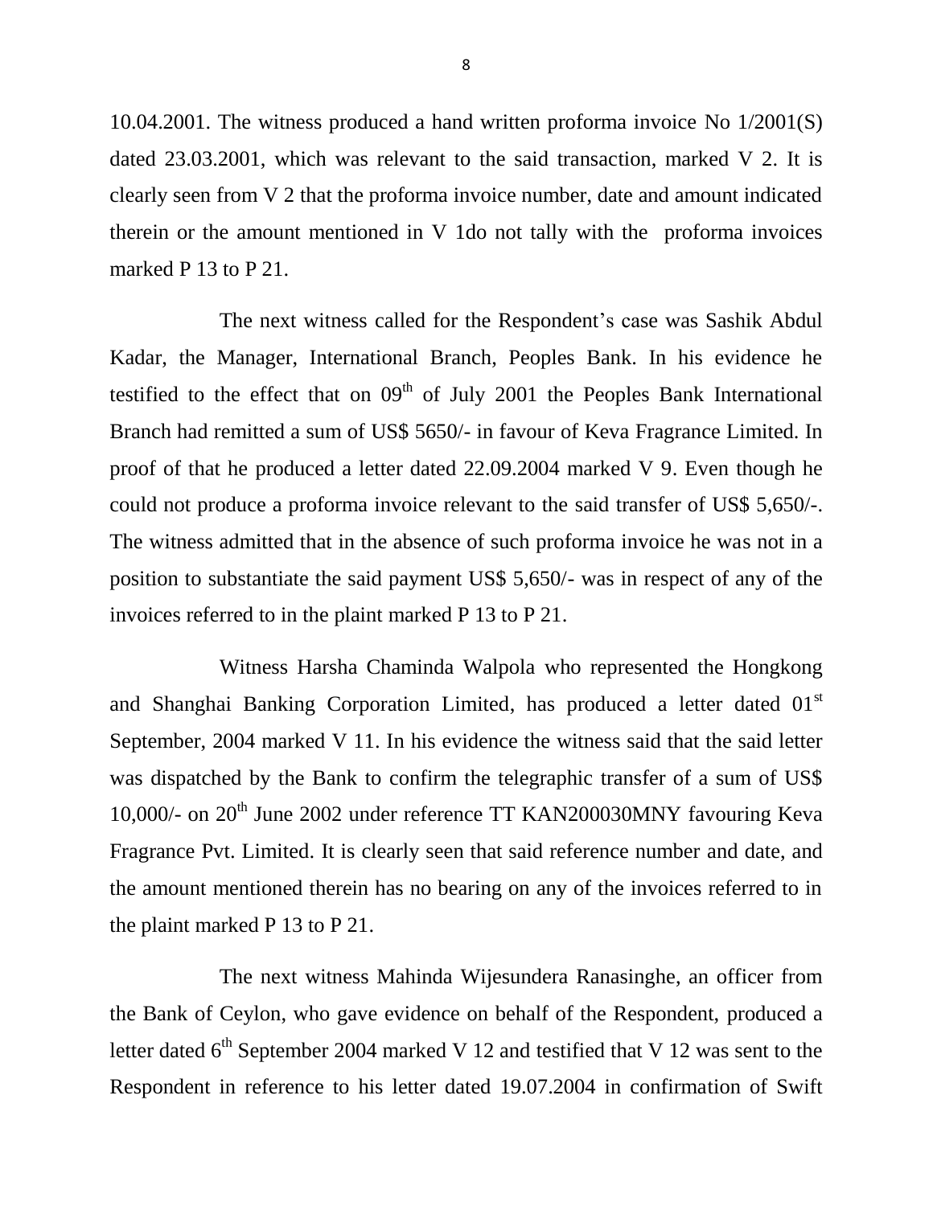10.04.2001. The witness produced a hand written proforma invoice No 1/2001(S) dated 23.03.2001, which was relevant to the said transaction, marked V 2. It is clearly seen from V 2 that the proforma invoice number, date and amount indicated therein or the amount mentioned in V 1do not tally with the proforma invoices marked P 13 to P 21.

The next witness called for the Respondent's case was Sashik Abdul Kadar, the Manager, International Branch, Peoples Bank. In his evidence he testified to the effect that on 09th of July 2001 the Peoples Bank International Branch had remitted a sum of US$ 5650/- in favour of Keva Fragrance Limited. In proof of that he produced a letter dated 22.09.2004 marked V 9. Even though he could not produce a proforma invoice relevant to the said transfer of US$ 5,650/-. The witness admitted that in the absence of such proforma invoice he was not in a position to substantiate the said payment US$ 5,650/- was in respect of any of the invoices referred to in the plaint marked P 13 to P 21.

Witness Harsha Chaminda Walpola who represented the Hongkong and Shanghai Banking Corporation Limited, has produced a letter dated 01st September, 2004 marked V 11. In his evidence the witness said that the said letter was dispatched by the Bank to confirm the telegraphic transfer of a sum of US$ 10,000/- on 20th June 2002 under reference TT KAN200030MNY favouring Keva Fragrance Pvt. Limited. It is clearly seen that said reference number and date, and the amount mentioned therein has no bearing on any of the invoices referred to in the plaint marked P 13 to P 21.

The next witness Mahinda Wijesundera Ranasinghe, an officer from the Bank of Ceylon, who gave evidence on behalf of the Respondent, produced a letter dated 6th September 2004 marked V 12 and testified that V 12 was sent to the Respondent in reference to his letter dated 19.07.2004 in confirmation of Swift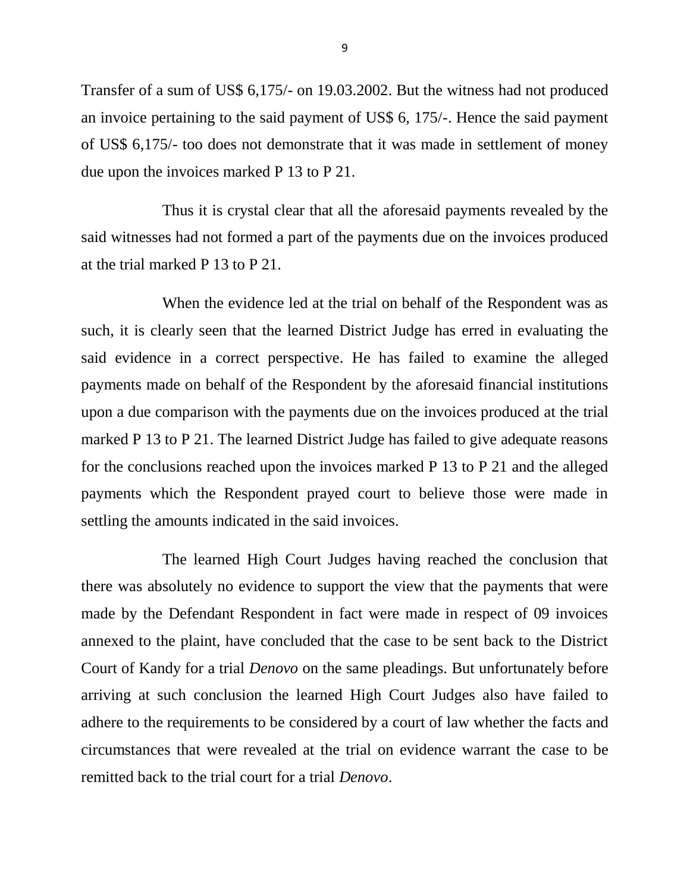Transfer of a sum of US$ 6,175/- on 19.03.2002. But the witness had not produced an invoice pertaining to the said payment of US$ 6, 175/-. Hence the said payment of US$ 6,175/- too does not demonstrate that it was made in settlement of money due upon the invoices marked P 13 to P 21.

Thus it is crystal clear that all the aforesaid payments revealed by the said witnesses had not formed a part of the payments due on the invoices produced at the trial marked P 13 to P 21.

When the evidence led at the trial on behalf of the Respondent was as such, it is clearly seen that the learned District Judge has erred in evaluating the said evidence in a correct perspective. He has failed to examine the alleged payments made on behalf of the Respondent by the aforesaid financial institutions upon a due comparison with the payments due on the invoices produced at the trial marked P 13 to P 21. The learned District Judge has failed to give adequate reasons for the conclusions reached upon the invoices marked P 13 to P 21 and the alleged payments which the Respondent prayed court to believe those were made in settling the amounts indicated in the said invoices.

The learned High Court Judges having reached the conclusion that there was absolutely no evidence to support the view that the payments that were made by the Defendant Respondent in fact were made in respect of 09 invoices annexed to the plaint, have concluded that the case to be sent back to the District Court of Kandy for a trial *Denovo* on the same pleadings. But unfortunately before arriving at such conclusion the learned High Court Judges also have failed to adhere to the requirements to be considered by a court of law whether the facts and circumstances that were revealed at the trial on evidence warrant the case to be remitted back to the trial court for a trial *Denovo*.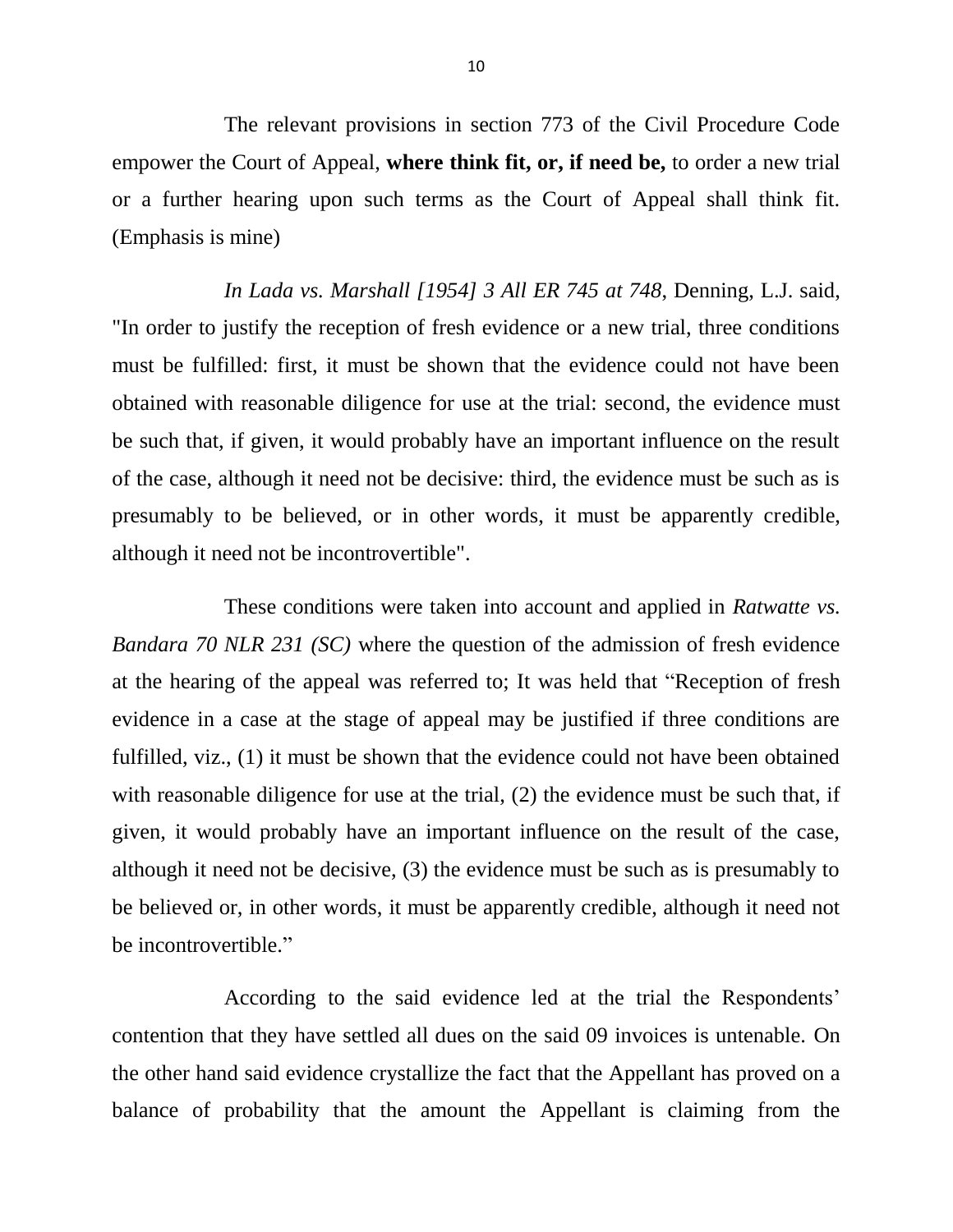The relevant provisions in section 773 of the Civil Procedure Code empower the Court of Appeal, **where think fit, or, if need be,** to order a new trial or a further hearing upon such terms as the Court of Appeal shall think fit. (Emphasis is mine)

*In Lada vs. Marshall [1954] 3 All ER 745 at 748,* Denning, L.J. said, "In order to justify the reception of fresh evidence or a new trial, three conditions must be fulfilled: first, it must be shown that the evidence could not have been obtained with reasonable diligence for use at the trial: second, the evidence must be such that, if given, it would probably have an important influence on the result of the case, although it need not be decisive: third, the evidence must be such as is presumably to be believed, or in other words, it must be apparently credible, although it need not be incontrovertible".

These conditions were taken into account and applied in *Ratwatte vs. Bandara 70 NLR 231 (SC)* where the question of the admission of fresh evidence at the hearing of the appeal was referred to; It was held that "Reception of fresh evidence in a case at the stage of appeal may be justified if three conditions are fulfilled, viz., (1) it must be shown that the evidence could not have been obtained with reasonable diligence for use at the trial, (2) the evidence must be such that, if given, it would probably have an important influence on the result of the case, although it need not be decisive, (3) the evidence must be such as is presumably to be believed or, in other words, it must be apparently credible, although it need not be incontrovertible."

According to the said evidence led at the trial the Respondents' contention that they have settled all dues on the said 09 invoices is untenable. On the other hand said evidence crystallize the fact that the Appellant has proved on a balance of probability that the amount the Appellant is claiming from the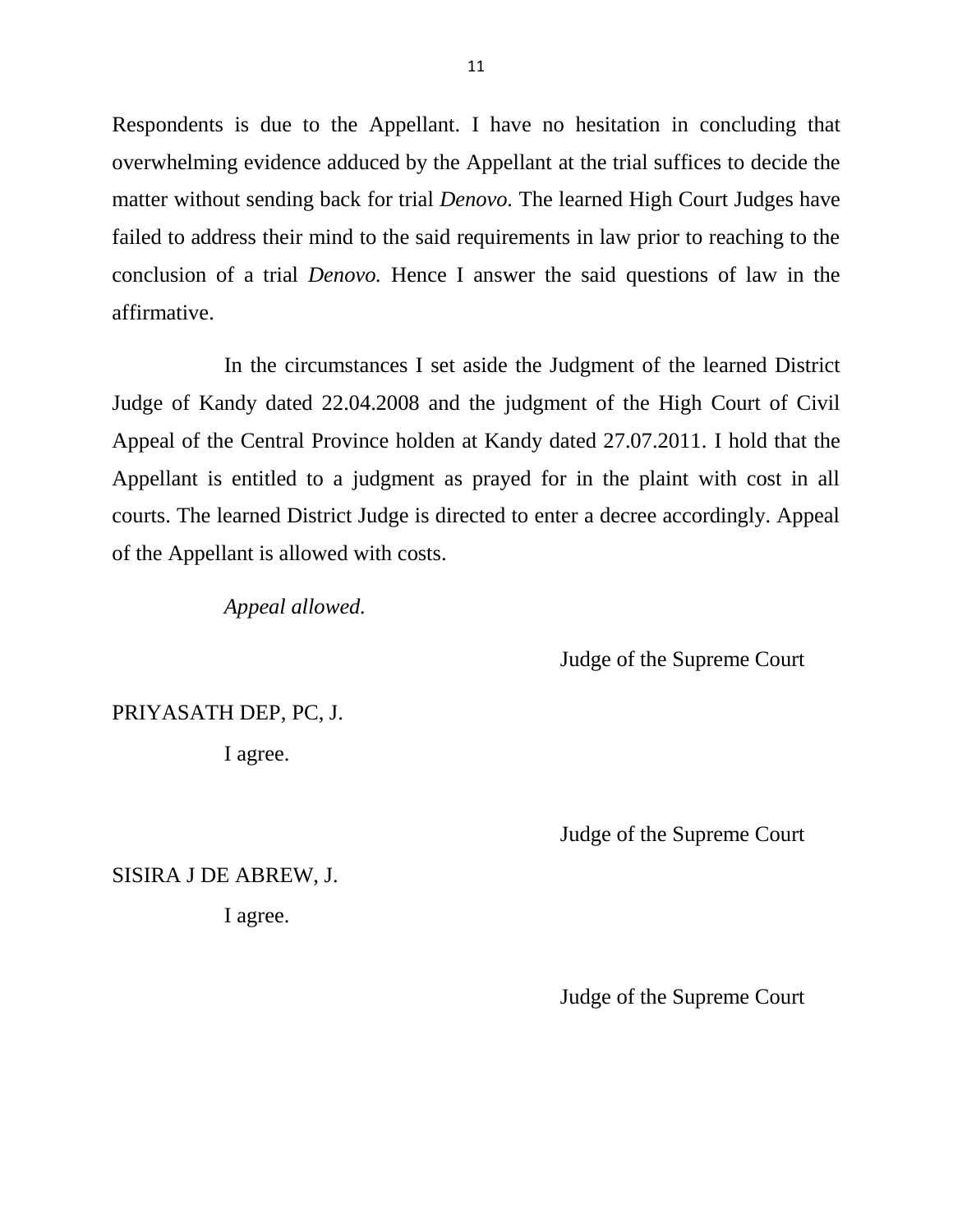Respondents is due to the Appellant. I have no hesitation in concluding that overwhelming evidence adduced by the Appellant at the trial suffices to decide the matter without sending back for trial *Denovo.* The learned High Court Judges have failed to address their mind to the said requirements in law prior to reaching to the conclusion of a trial *Denovo.* Hence I answer the said questions of law in the affirmative.

In the circumstances I set aside the Judgment of the learned District Judge of Kandy dated 22.04.2008 and the judgment of the High Court of Civil Appeal of the Central Province holden at Kandy dated 27.07.2011. I hold that the Appellant is entitled to a judgment as prayed for in the plaint with cost in all courts. The learned District Judge is directed to enter a decree accordingly. Appeal of the Appellant is allowed with costs.

*Appeal allowed.*

Judge of the Supreme Court

PRIYASATH DEP, PC, J.

I agree.

Judge of the Supreme Court

SISIRA J DE ABREW, J.

I agree.

Judge of the Supreme Court